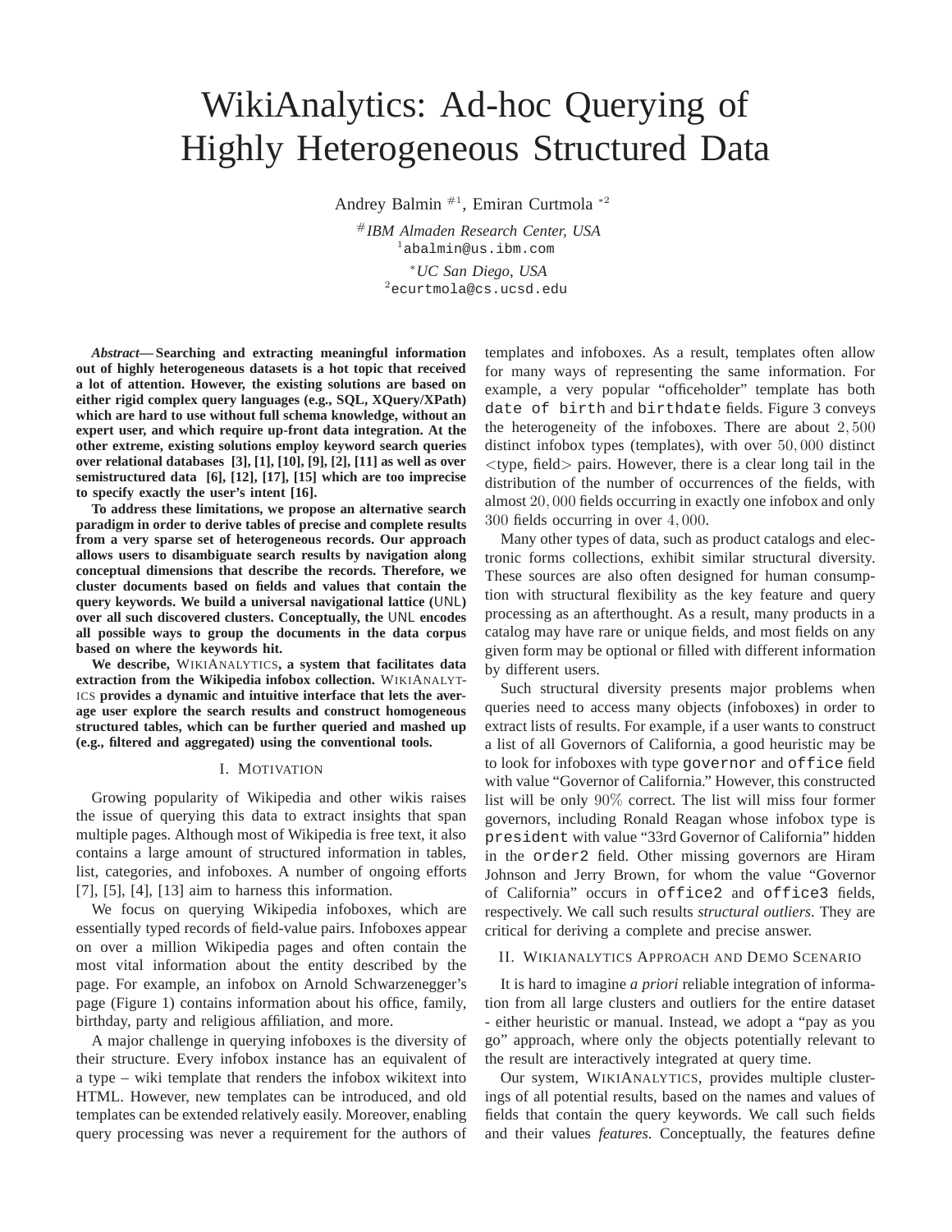# WikiAnalytics: Ad-hoc Querying of Highly Heterogeneous Structured Data

Andrey Balmin [#1], Emiran Curtmola [*2]

[#] *IBM Almaden Research Center, USA*
[1] abalmin@us.ibm.com

[*] *UC San Diego, USA*
[2] ecurtmola@cs.ucsd.edu

***Abstract*— Searching and extracting meaningful information out of highly heterogeneous datasets is a hot topic that received a lot of attention. However, the existing solutions are based on either rigid complex query languages (e.g., SQL, XQuery/XPath) which are hard to use without full schema knowledge, without an expert user, and which require up-front data integration. At the other extreme, existing solutions employ keyword search queries over relational databases [3], [1], [10], [9], [2], [11] as well as over semistructured data [6], [12], [17], [15] which are too imprecise to specify exactly the user's intent [16].**

**To address these limitations, we propose an alternative search paradigm in order to derive tables of precise and complete results from a very sparse set of heterogeneous records. Our approach allows users to disambiguate search results by navigation along conceptual dimensions that describe the records. Therefore, we cluster documents based on fields and values that contain the query keywords. We build a universal navigational lattice (UNL) over all such discovered clusters. Conceptually, the UNL encodes all possible ways to group the documents in the data corpus based on where the keywords hit.**

**We describe, WIKIANALYTICS, a system that facilitates data extraction from the Wikipedia infobox collection. WIKIANALYTICS provides a dynamic and intuitive interface that lets the average user explore the search results and construct homogeneous structured tables, which can be further queried and mashed up (e.g., filtered and aggregated) using the conventional tools.**

## I. Motivation

Growing popularity of Wikipedia and other wikis raises the issue of querying this data to extract insights that span multiple pages. Although most of Wikipedia is free text, it also contains a large amount of structured information in tables, list, categories, and infoboxes. A number of ongoing efforts [7], [5], [4], [13] aim to harness this information.

We focus on querying Wikipedia infoboxes, which are essentially typed records of field-value pairs. Infoboxes appear on over a million Wikipedia pages and often contain the most vital information about the entity described by the page. For example, an infobox on Arnold Schwarzenegger's page (Figure 1) contains information about his office, family, birthday, party and religious affiliation, and more.

A major challenge in querying infoboxes is the diversity of their structure. Every infobox instance has an equivalent of a type – wiki template that renders the infobox wikitext into HTML. However, new templates can be introduced, and old templates can be extended relatively easily. Moreover, enabling query processing was never a requirement for the authors of templates and infoboxes. As a result, templates often allow for many ways of representing the same information. For example, a very popular "officeholder" template has both `date of birth` and `birthdate` fields. Figure 3 conveys the heterogeneity of the infoboxes. There are about $2,500$ distinct infobox types (templates), with over $50,000$ distinct <type, field> pairs. However, there is a clear long tail in the distribution of the number of occurrences of the fields, with almost $20,000$ fields occurring in exactly one infobox and only $300$ fields occurring in over $4,000$.

Many other types of data, such as product catalogs and electronic forms collections, exhibit similar structural diversity. These sources are also often designed for human consumption with structural flexibility as the key feature and query processing as an afterthought. As a result, many products in a catalog may have rare or unique fields, and most fields on any given form may be optional or filled with different information by different users.

Such structural diversity presents major problems when queries need to access many objects (infoboxes) in order to extract lists of results. For example, if a user wants to construct a list of all Governors of California, a good heuristic may be to look for infoboxes with type `governor` and `office` field with value "Governor of California." However, this constructed list will be only $90\%$ correct. The list will miss four former governors, including Ronald Reagan whose infobox type is `president` with value "33rd Governor of California" hidden in the `order2` field. Other missing governors are Hiram Johnson and Jerry Brown, for whom the value "Governor of California" occurs in `office2` and `office3` fields, respectively. We call such results *structural outliers*. They are critical for deriving a complete and precise answer.

## II. WikiAnalytics Approach and Demo Scenario

It is hard to imagine *a priori* reliable integration of information from all large clusters and outliers for the entire dataset - either heuristic or manual. Instead, we adopt a "pay as you go" approach, where only the objects potentially relevant to the result are interactively integrated at query time.

Our system, WIKIANALYTICS, provides multiple clusterings of all potential results, based on the names and values of fields that contain the query keywords. We call such fields and their values *features*. Conceptually, the features define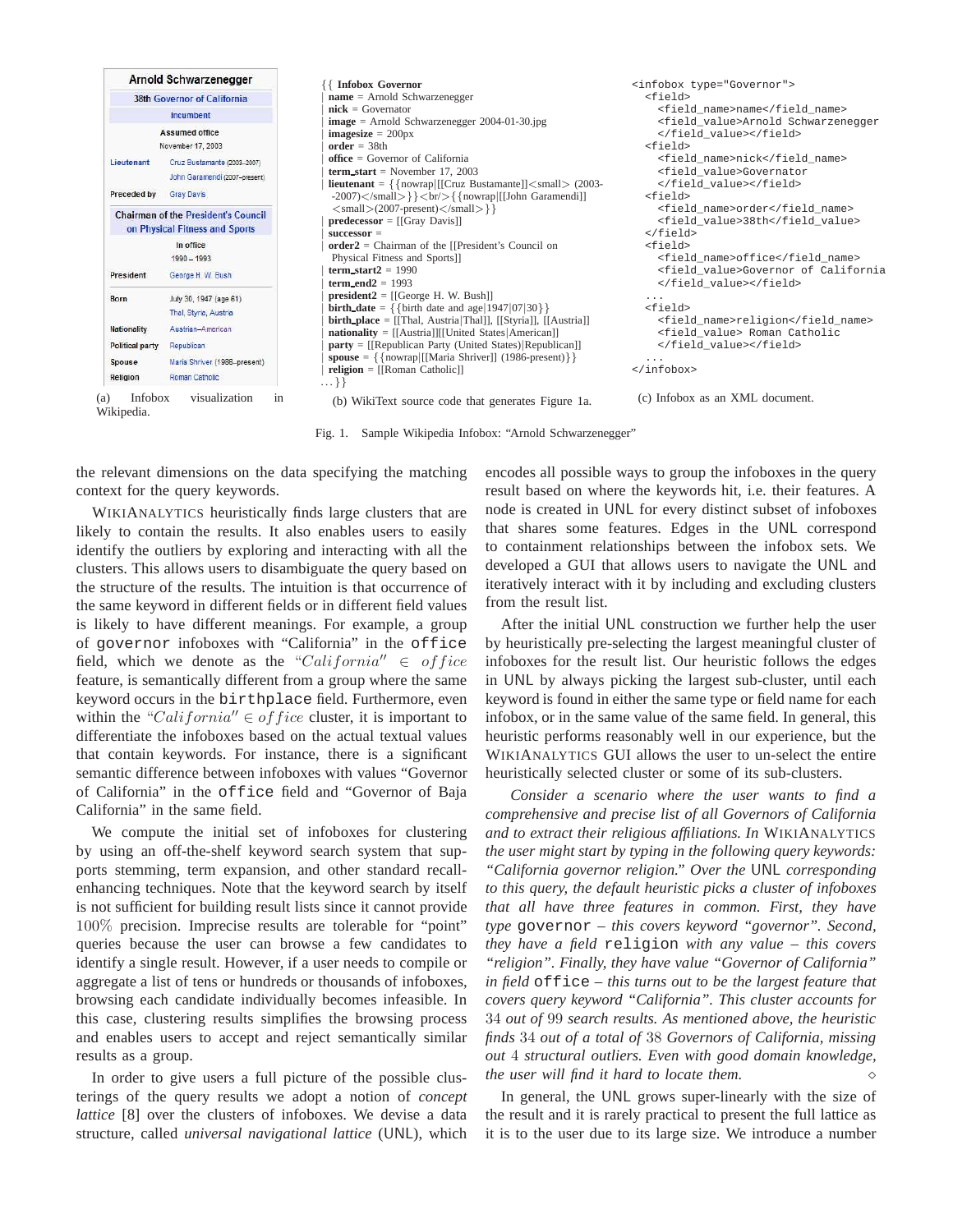Arnold Schwarzenegger

| 38th Governor of California | |
|---|---|
| Incumbent | |
| Assumed office November 17, 2003 | |
| Lieutenant | Cruz Bustamante (2003–2007) John Garamendi (2007–present) |
| Preceded by | Gray Davis |
| Chairman of the President's Council on Physical Fitness and Sports | |
| In office 1990 – 1993 | |
| President | George H. W. Bush |
| Born | July 30, 1947 (age 61) Thal, Styria, Austria |
| Nationality | Austrian–American |
| Political party | Republican |
| Spouse | Maria Shriver (1986–present) |
| Religion | Roman Catholic |

(a) Infobox visualization in Wikipedia.

```
{{ Infobox Governor
| name = Arnold Schwarzenegger
| nick = Governator
| image = Arnold Schwarzenegger 2004-01-30.jpg
| imagesize = 200px
| order = 38th
| office = Governor of California
| term_start = November 17, 2003
| lieutenant = {{nowrap|[[Cruz Bustamante]]<small> (2003-
  -2007)</small>}}<br/>{{nowrap|[[John Garamendi]]
  <small>(2007-present)</small>}}
| predecessor = [[Gray Davis]]
| successor =
| order2 = Chairman of the [[President's Council on
  Physical Fitness and Sports]]
| term_start2 = 1990
| term_end2 = 1993
| president2 = [[George H. W. Bush]]
| birth_date = {{birth date and age|1947|07|30}}
| birth_place = [[Thal, Austria|Thal]], [[Styria]], [[Austria]]
| nationality = [[Austria]][[United States|American]]
| party = [[Republican Party (United States)|Republican]]
| spouse = {{nowrap|[[Maria Shriver]] (1986-present)}}
| religion = [[Roman Catholic]]
...}}
```

(b) WikiText source code that generates Figure 1a.

```
<infobox type="Governor">
  <field>
    <field_name>name</field_name>
    <field_value>Arnold Schwarzenegger
    </field_value></field>
  <field>
    <field_name>nick</field_name>
    <field_value>Governator
    </field_value></field>
  <field>
    <field_name>order</field_name>
    <field_value>38th</field_value>
  </field>
  <field>
    <field_name>office</field_name>
    <field_value>Governor of California
    </field_value></field>
  ...
  <field>
    <field_name>religion</field_name>
    <field_value> Roman Catholic
    </field_value></field>
  ...
</infobox>
```

(c) Infobox as an XML document.

Fig. 1. Sample Wikipedia Infobox: "Arnold Schwarzenegger"

the relevant dimensions on the data specifying the matching context for the query keywords.

WikiAnalytics heuristically finds large clusters that are likely to contain the results. It also enables users to easily identify the outliers by exploring and interacting with all the clusters. This allows users to disambiguate the query based on the structure of the results. The intuition is that occurrence of the same keyword in different fields or in different field values is likely to have different meanings. For example, a group of `governor` infoboxes with "California" in the `office` field, which we denote as the "$California" \in office$ feature, is semantically different from a group where the same keyword occurs in the `birthplace` field. Furthermore, even within the "$California" \in office$ cluster, it is important to differentiate the infoboxes based on the actual textual values that contain keywords. For instance, there is a significant semantic difference between infoboxes with values "Governor of California" in the `office` field and "Governor of Baja California" in the same field.

We compute the initial set of infoboxes for clustering by using an off-the-shelf keyword search system that supports stemming, term expansion, and other standard recall-enhancing techniques. Note that the keyword search by itself is not sufficient for building result lists since it cannot provide $100\%$ precision. Imprecise results are tolerable for "point" queries because the user can browse a few candidates to identify a single result. However, if a user needs to compile or aggregate a list of tens or hundreds or thousands of infoboxes, browsing each candidate individually becomes infeasible. In this case, clustering results simplifies the browsing process and enables users to accept and reject semantically similar results as a group.

In order to give users a full picture of the possible clusterings of the query results we adopt a notion of *concept lattice* [8] over the clusters of infoboxes. We devise a data structure, called *universal navigational lattice* (UNL), which encodes all possible ways to group the infoboxes in the query result based on where the keywords hit, i.e. their features. A node is created in UNL for every distinct subset of infoboxes that shares some features. Edges in the UNL correspond to containment relationships between the infobox sets. We developed a GUI that allows users to navigate the UNL and iteratively interact with it by including and excluding clusters from the result list.

After the initial UNL construction we further help the user by heuristically pre-selecting the largest meaningful cluster of infoboxes for the result list. Our heuristic follows the edges in UNL by always picking the largest sub-cluster, until each keyword is found in either the same type or field name for each infobox, or in the same value of the same field. In general, this heuristic performs reasonably well in our experience, but the WikiAnalytics GUI allows the user to un-select the entire heuristically selected cluster or some of its sub-clusters.

*Consider a scenario where the user wants to find a comprehensive and precise list of all Governors of California and to extract their religious affiliations. In* WikiAnalytics *the user might start by typing in the following query keywords: "California governor religion." Over the* UNL *corresponding to this query, the default heuristic picks a cluster of infoboxes that all have three features in common. First, they have type* `governor` *– this covers keyword "governor". Second, they have a field* `religion` *with any value – this covers "religion". Finally, they have value "Governor of California" in field* `office` *– this turns out to be the largest feature that covers query keyword "California". This cluster accounts for* $34$ *out of* $99$ *search results. As mentioned above, the heuristic finds* $34$ *out of a total of* $38$ *Governors of California, missing out* $4$ *structural outliers. Even with good domain knowledge, the user will find it hard to locate them.* ⋄

In general, the UNL grows super-linearly with the size of the result and it is rarely practical to present the full lattice as it is to the user due to its large size. We introduce a number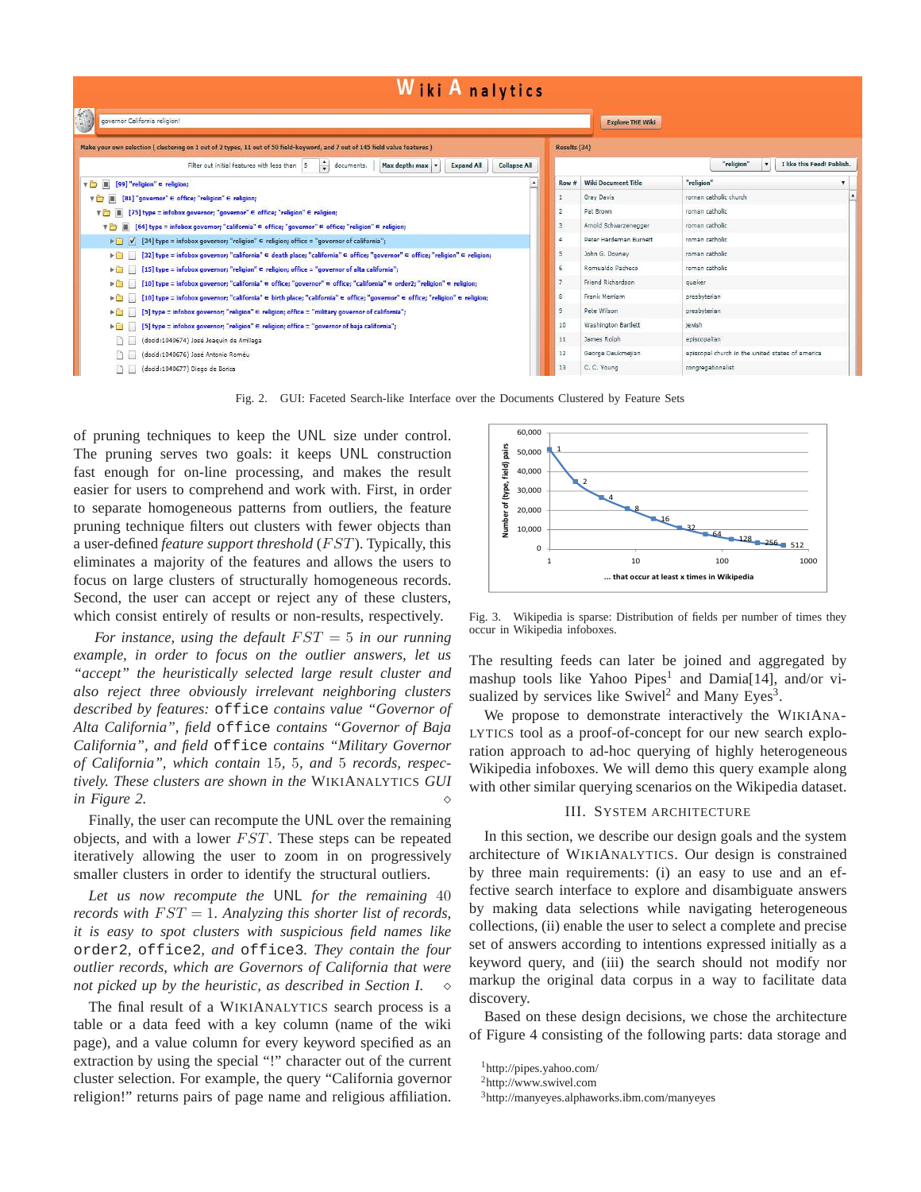Fig. 2. GUI: Faceted Search-like Interface over the Documents Clustered by Feature Sets

of pruning techniques to keep the UNL size under control. The pruning serves two goals: it keeps UNL construction fast enough for on-line processing, and makes the result easier for users to comprehend and work with. First, in order to separate homogeneous patterns from outliers, the feature pruning technique filters out clusters with fewer objects than a user-defined *feature support threshold* ($FST$). Typically, this eliminates a majority of the features and allows the users to focus on large clusters of structurally homogeneous records. Second, the user can accept or reject any of these clusters, which consist entirely of results or non-results, respectively.

*For instance, using the default $FST = 5$ in our running example, in order to focus on the outlier answers, let us "accept" the heuristically selected large result cluster and also reject three obviously irrelevant neighboring clusters described by features:* `office` *contains value "Governor of Alta California", field* `office` *contains "Governor of Baja California", and field* `office` *contains "Military Governor of California", which contain 15, 5, and 5 records, respectively. These clusters are shown in the* WIKIANALYTICS *GUI in Figure 2.* ◇

Finally, the user can recompute the UNL over the remaining objects, and with a lower $FST$. These steps can be repeated iteratively allowing the user to zoom in on progressively smaller clusters in order to identify the structural outliers.

*Let us now recompute the* UNL *for the remaining 40 records with $FST = 1$. Analyzing this shorter list of records, it is easy to spot clusters with suspicious field names like* `order2`, `office2`, *and* `office3`. *They contain the four outlier records, which are Governors of California that were not picked up by the heuristic, as described in Section I.* ◇

The final result of a WIKIANALYTICS search process is a table or a data feed with a key column (name of the wiki page), and a value column for every keyword specified as an extraction by using the special "!" character out of the current cluster selection. For example, the query "California governor religion!" returns pairs of page name and religious affiliation.

Fig. 3. Wikipedia is sparse: Distribution of fields per number of times they occur in Wikipedia infoboxes.

The resulting feeds can later be joined and aggregated by mashup tools like Yahoo Pipes[1] and Damia[14], and/or visualized by services like Swivel[2] and Many Eyes[3].

We propose to demonstrate interactively the WIKIANALYTICS tool as a proof-of-concept for our new search exploration approach to ad-hoc querying of highly heterogeneous Wikipedia infoboxes. We will demo this query example along with other similar querying scenarios on the Wikipedia dataset.

## III. System Architecture

In this section, we describe our design goals and the system architecture of WIKIANALYTICS. Our design is constrained by three main requirements: (i) an easy to use and an effective search interface to explore and disambiguate answers by making data selections while navigating heterogeneous collections, (ii) enable the user to select a complete and precise set of answers according to intentions expressed initially as a keyword query, and (iii) the search should not modify nor markup the original data corpus in a way to facilitate data discovery.

Based on these design decisions, we chose the architecture of Figure 4 consisting of the following parts: data storage and

[1] http://pipes.yahoo.com/
[2] http://www.swivel.com
[3] http://manyeyes.alphaworks.ibm.com/manyeyes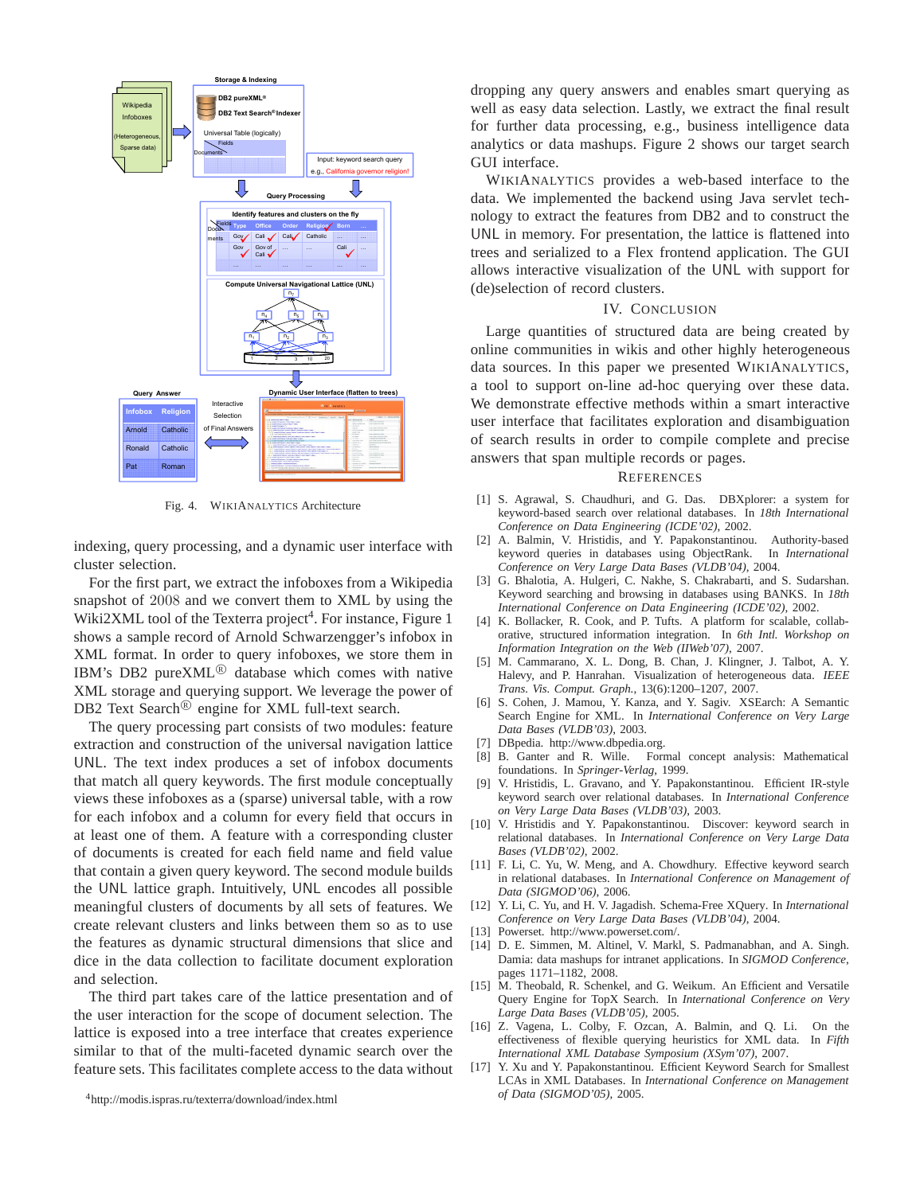Storage & Indexing

Wikipedia Infoboxes (Heterogeneous, Sparse data)

DB2 pureXML®

DB2 Text Search® Indexer

Universal Table (logically)

Fields

Documents

Input: keyword search query e.g., California governor religion!

Query Processing

Identify features and clusters on the fly

Compute Universal Navigational Lattice (UNL)

Query Answer

| Infobox | Religion |
|---|---|
| Arnold | Catholic |
| Ronald | Catholic |
| Pat | Roman |

Interactive Selection of Final Answers

Dynamic User Interface (flatten to trees)

Fig. 4. WIKIANALYTICS Architecture

indexing, query processing, and a dynamic user interface with cluster selection.

For the first part, we extract the infoboxes from a Wikipedia snapshot of 2008 and we convert them to XML by using the Wiki2XML tool of the Texterra project[4]. For instance, Figure 1 shows a sample record of Arnold Schwarzengger's infobox in XML format. In order to query infoboxes, we store them in IBM's DB2 pureXML® database which comes with native XML storage and querying support. We leverage the power of DB2 Text Search® engine for XML full-text search.

The query processing part consists of two modules: feature extraction and construction of the universal navigation lattice UNL. The text index produces a set of infobox documents that match all query keywords. The first module conceptually views these infoboxes as a (sparse) universal table, with a row for each infobox and a column for every field that occurs in at least one of them. A feature with a corresponding cluster of documents is created for each field name and field value that contain a given query keyword. The second module builds the UNL lattice graph. Intuitively, UNL encodes all possible meaningful clusters of documents by all sets of features. We create relevant clusters and links between them so as to use the features as dynamic structural dimensions that slice and dice in the data collection to facilitate document exploration and selection.

The third part takes care of the lattice presentation and of the user interaction for the scope of document selection. The lattice is exposed into a tree interface that creates experience similar to that of the multi-faceted dynamic search over the feature sets. This facilitates complete access to the data without dropping any query answers and enables smart querying as well as easy data selection. Lastly, we extract the final result for further data processing, e.g., business intelligence data analytics or data mashups. Figure 2 shows our target search GUI interface.

WIKIANALYTICS provides a web-based interface to the data. We implemented the backend using Java servlet technology to extract the features from DB2 and to construct the UNL in memory. For presentation, the lattice is flattened into trees and serialized to a Flex frontend application. The GUI allows interactive visualization of the UNL with support for (de)selection of record clusters.

## IV. Conclusion

Large quantities of structured data are being created by online communities in wikis and other highly heterogeneous data sources. In this paper we presented WIKIANALYTICS, a tool to support on-line ad-hoc querying over these data. We demonstrate effective methods within a smart interactive user interface that facilitates exploration and disambiguation of search results in order to compile complete and precise answers that span multiple records or pages.

[4]http://modis.ispras.ru/texterra/download/index.html

## References

[1] S. Agrawal, S. Chaudhuri, and G. Das. DBXplorer: a system for keyword-based search over relational databases. In *18th International Conference on Data Engineering (ICDE'02)*, 2002.

[2] A. Balmin, V. Hristidis, and Y. Papakonstantinou. Authority-based keyword queries in databases using ObjectRank. In *International Conference on Very Large Data Bases (VLDB'04)*, 2004.

[3] G. Bhalotia, A. Hulgeri, C. Nakhe, S. Chakrabarti, and S. Sudarshan. Keyword searching and browsing in databases using BANKS. In *18th International Conference on Data Engineering (ICDE'02)*, 2002.

[4] K. Bollacker, R. Cook, and P. Tufts. A platform for scalable, collaborative, structured information integration. In *6th Intl. Workshop on Information Integration on the Web (IIWeb'07)*, 2007.

[5] M. Cammarano, X. L. Dong, B. Chan, J. Klingner, J. Talbot, A. Y. Halevy, and P. Hanrahan. Visualization of heterogeneous data. *IEEE Trans. Vis. Comput. Graph.*, 13(6):1200–1207, 2007.

[6] S. Cohen, J. Mamou, Y. Kanza, and Y. Sagiv. XSEarch: A Semantic Search Engine for XML. In *International Conference on Very Large Data Bases (VLDB'03)*, 2003.

[7] DBpedia. http://www.dbpedia.org.

[8] B. Ganter and R. Wille. Formal concept analysis: Mathematical foundations. In *Springer-Verlag*, 1999.

[9] V. Hristidis, L. Gravano, and Y. Papakonstantinou. Efficient IR-style keyword search over relational databases. In *International Conference on Very Large Data Bases (VLDB'03)*, 2003.

[10] V. Hristidis and Y. Papakonstantinou. Discover: keyword search in relational databases. In *International Conference on Very Large Data Bases (VLDB'02)*, 2002.

[11] F. Li, C. Yu, W. Meng, and A. Chowdhury. Effective keyword search in relational databases. In *International Conference on Management of Data (SIGMOD'06)*, 2006.

[12] Y. Li, C. Yu, and H. V. Jagadish. Schema-Free XQuery. In *International Conference on Very Large Data Bases (VLDB'04)*, 2004.

[13] Powerset. http://www.powerset.com/.

[14] D. E. Simmen, M. Altinel, V. Markl, S. Padmanabhan, and A. Singh. Damia: data mashups for intranet applications. In *SIGMOD Conference*, pages 1171–1182, 2008.

[15] M. Theobald, R. Schenkel, and G. Weikum. An Efficient and Versatile Query Engine for TopX Search. In *International Conference on Very Large Data Bases (VLDB'05)*, 2005.

[16] Z. Vagena, L. Colby, F. Ozcan, A. Balmin, and Q. Li. On the effectiveness of flexible querying heuristics for XML data. In *Fifth International XML Database Symposium (XSym'07)*, 2007.

[17] Y. Xu and Y. Papakonstantinou. Efficient Keyword Search for Smallest LCAs in XML Databases. In *International Conference on Management of Data (SIGMOD'05)*, 2005.